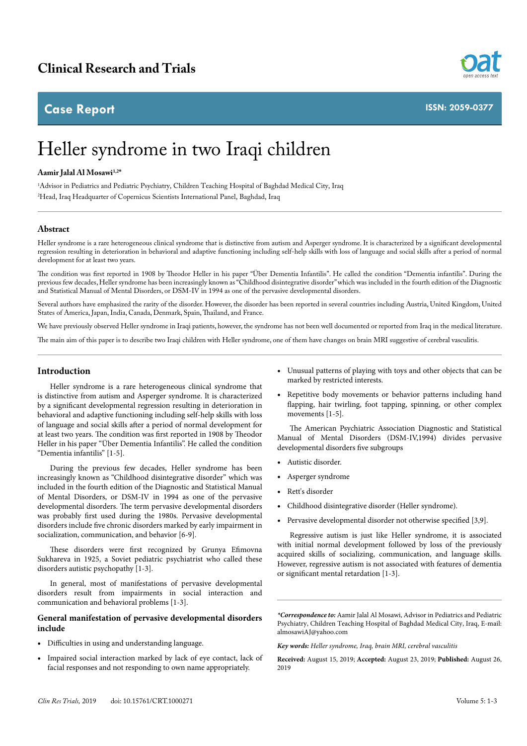# Heller syndrome in two Iraqi children

**Aamir Jalal Al Mosawi**[1,2*]

[1]Advisor in Pediatrics and Pediatric Psychiatry, Children Teaching Hospital of Baghdad Medical City, Iraq

[2]Head, Iraq Headquarter of Copernicus Scientists International Panel, Baghdad, Iraq

## Abstract

Heller syndrome is a rare heterogeneous clinical syndrome that is distinctive from autism and Asperger syndrome. It is characterized by a significant developmental regression resulting in deterioration in behavioral and adaptive functioning including self-help skills with loss of language and social skills after a period of normal development for at least two years.

The condition was first reported in 1908 by Theodor Heller in his paper "Über Dementia Infantilis". He called the condition "Dementia infantilis". During the previous few decades, Heller syndrome has been increasingly known as "Childhood disintegrative disorder" which was included in the fourth edition of the Diagnostic and Statistical Manual of Mental Disorders, or DSM-IV in 1994 as one of the pervasive developmental disorders.

Several authors have emphasized the rarity of the disorder. However, the disorder has been reported in several countries including Austria, United Kingdom, United States of America, Japan, India, Canada, Denmark, Spain, Thailand, and France.

We have previously observed Heller syndrome in Iraqi patients, however, the syndrome has not been well documented or reported from Iraq in the medical literature.

The main aim of this paper is to describe two Iraqi children with Heller syndrome, one of them have changes on brain MRI suggestive of cerebral vasculitis.

## Introduction

Heller syndrome is a rare heterogeneous clinical syndrome that is distinctive from autism and Asperger syndrome. It is characterized by a significant developmental regression resulting in deterioration in behavioral and adaptive functioning including self-help skills with loss of language and social skills after a period of normal development for at least two years. The condition was first reported in 1908 by Theodor Heller in his paper "Über Dementia Infantilis". He called the condition "Dementia infantilis" [1-5].

During the previous few decades, Heller syndrome has been increasingly known as "Childhood disintegrative disorder" which was included in the fourth edition of the Diagnostic and Statistical Manual of Mental Disorders, or DSM-IV in 1994 as one of the pervasive developmental disorders. The term pervasive developmental disorders was probably first used during the 1980s. Pervasive developmental disorders include five chronic disorders marked by early impairment in socialization, communication, and behavior [6-9].

These disorders were first recognized by Grunya Efimovna Sukhareva in 1925, a Soviet pediatric psychiatrist who called these disorders autistic psychopathy [1-3].

In general, most of manifestations of pervasive developmental disorders result from impairments in social interaction and communication and behavioral problems [1-3].

### General manifestation of pervasive developmental disorders include

- Difficulties in using and understanding language.
- Impaired social interaction marked by lack of eye contact, lack of facial responses and not responding to own name appropriately.
- Unusual patterns of playing with toys and other objects that can be marked by restricted interests.
- Repetitive body movements or behavior patterns including hand flapping, hair twirling, foot tapping, spinning, or other complex movements [1-5].

The American Psychiatric Association Diagnostic and Statistical Manual of Mental Disorders (DSM-IV,1994) divides pervasive developmental disorders five subgroups

- Autistic disorder.
- Asperger syndrome
- Rett's disorder
- Childhood disintegrative disorder (Heller syndrome).
- Pervasive developmental disorder not otherwise specified [3,9].

Regressive autism is just like Heller syndrome, it is associated with initial normal development followed by loss of the previously acquired skills of socializing, communication, and language skills. However, regressive autism is not associated with features of dementia or significant mental retardation [1-3].

***Correspondence to:** Aamir Jalal Al Mosawi, Advisor in Pediatrics and Pediatric Psychiatry, Children Teaching Hospital of Baghdad Medical City, Iraq, E-mail: almosawiAJ@yahoo.com

***Key words:*** *Heller syndrome, Iraq, brain MRI, cerebral vasculitis*

**Received:** August 15, 2019; **Accepted:** August 23, 2019; **Published:** August 26, 2019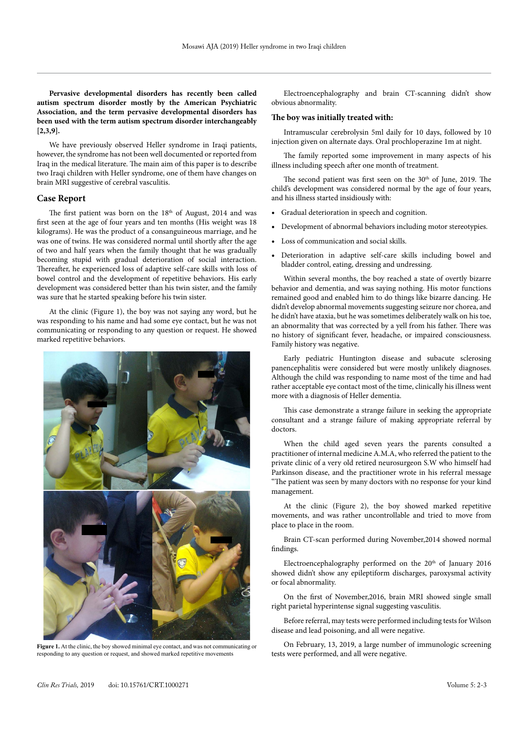**Pervasive developmental disorders has recently been called autism spectrum disorder mostly by the American Psychiatric Association, and the term pervasive developmental disorders has been used with the term autism spectrum disorder interchangeably [2,3,9].**

We have previously observed Heller syndrome in Iraqi patients, however, the syndrome has not been well documented or reported from Iraq in the medical literature. The main aim of this paper is to describe two Iraqi children with Heller syndrome, one of them have changes on brain MRI suggestive of cerebral vasculitis.

## Case Report

The first patient was born on the 18th of August, 2014 and was first seen at the age of four years and ten months (His weight was 18 kilograms). He was the product of a consanguineous marriage, and he was one of twins. He was considered normal until shortly after the age of two and half years when the family thought that he was gradually becoming stupid with gradual deterioration of social interaction. Thereafter, he experienced loss of adaptive self-care skills with loss of bowel control and the development of repetitive behaviors. His early development was considered better than his twin sister, and the family was sure that he started speaking before his twin sister.

At the clinic (Figure 1), the boy was not saying any word, but he was responding to his name and had some eye contact, but he was not communicating or responding to any question or request. He showed marked repetitive behaviors.

**Figure 1.** At the clinic, the boy showed minimal eye contact, and was not communicating or responding to any question or request, and showed marked repetitive movements

Electroencephalography and brain CT-scanning didn't show obvious abnormality.

### The boy was initially treated with:

Intramuscular cerebrolysin 5ml daily for 10 days, followed by 10 injection given on alternate days. Oral prochloperazine 1m at night.

The family reported some improvement in many aspects of his illness including speech after one month of treatment.

The second patient was first seen on the 30th of June, 2019. The child's development was considered normal by the age of four years, and his illness started insidiously with:

- Gradual deterioration in speech and cognition.
- Development of abnormal behaviors including motor stereotypies.
- Loss of communication and social skills.
- Deterioration in adaptive self-care skills including bowel and bladder control, eating, dressing and undressing.

Within several months, the boy reached a state of overtly bizarre behavior and dementia, and was saying nothing. His motor functions remained good and enabled him to do things like bizarre dancing. He didn't develop abnormal movements suggesting seizure nor chorea, and he didn't have ataxia, but he was sometimes deliberately walk on his toe, an abnormality that was corrected by a yell from his father. There was no history of significant fever, headache, or impaired consciousness. Family history was negative.

Early pediatric Huntington disease and subacute sclerosing panencephalitis were considered but were mostly unlikely diagnoses. Although the child was responding to name most of the time and had rather acceptable eye contact most of the time, clinically his illness went more with a diagnosis of Heller dementia.

This case demonstrate a strange failure in seeking the appropriate consultant and a strange failure of making appropriate referral by doctors.

When the child aged seven years the parents consulted a practitioner of internal medicine A.M.A, who referred the patient to the private clinic of a very old retired neurosurgeon S.W who himself had Parkinson disease, and the practitioner wrote in his referral message "The patient was seen by many doctors with no response for your kind management.

At the clinic (Figure 2), the boy showed marked repetitive movements, and was rather uncontrollable and tried to move from place to place in the room.

Brain CT-scan performed during November,2014 showed normal findings.

Electroencephalography performed on the 20th of January 2016 showed didn't show any epileptiform discharges, paroxysmal activity or focal abnormality.

On the first of November,2016, brain MRI showed single small right parietal hyperintense signal suggesting vasculitis.

Before referral, may tests were performed including tests for Wilson disease and lead poisoning, and all were negative.

On February, 13, 2019, a large number of immunologic screening tests were performed, and all were negative.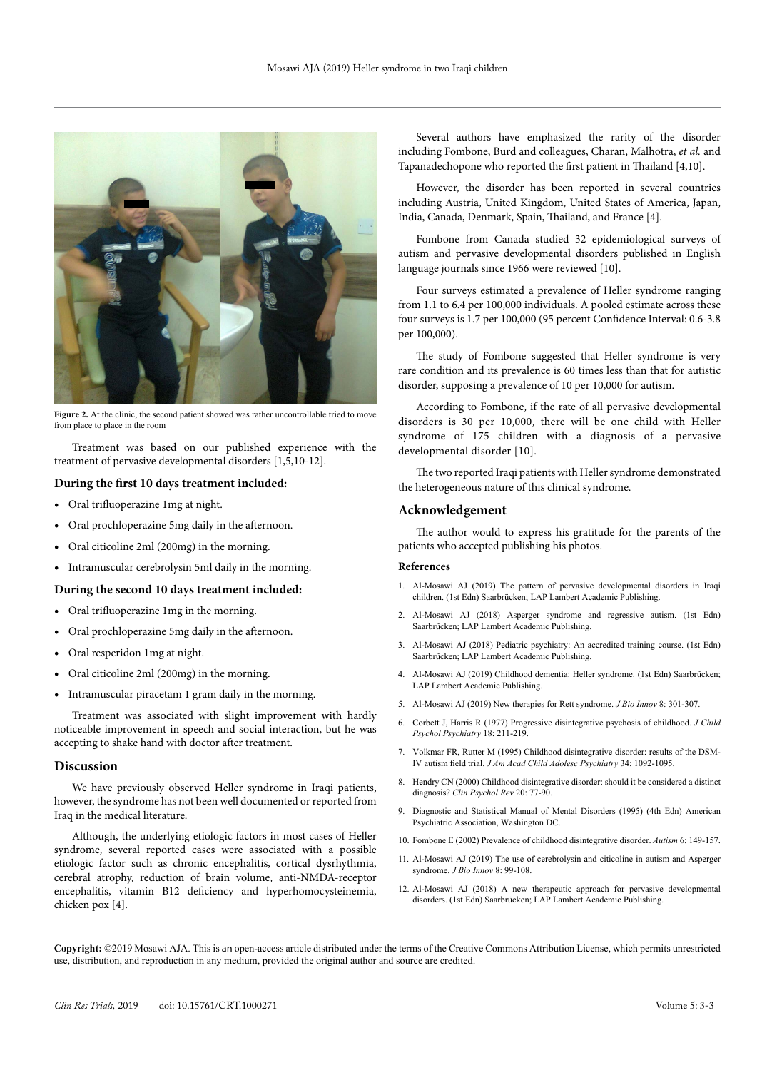Figure 2. At the clinic, the second patient showed was rather uncontrollable tried to move from place to place in the room

Treatment was based on our published experience with the treatment of pervasive developmental disorders [1,5,10-12].

**During the first 10 days treatment included:**

- Oral trifluoperazine 1mg at night.
- Oral prochloperazine 5mg daily in the afternoon.
- Oral citicoline 2ml (200mg) in the morning.
- Intramuscular cerebrolysin 5ml daily in the morning.

**During the second 10 days treatment included:**

- Oral trifluoperazine 1mg in the morning.
- Oral prochloperazine 5mg daily in the afternoon.
- Oral resperidon 1mg at night.
- Oral citicoline 2ml (200mg) in the morning.
- Intramuscular piracetam 1 gram daily in the morning.

Treatment was associated with slight improvement with hardly noticeable improvement in speech and social interaction, but he was accepting to shake hand with doctor after treatment.

## Discussion

We have previously observed Heller syndrome in Iraqi patients, however, the syndrome has not been well documented or reported from Iraq in the medical literature.

Although, the underlying etiologic factors in most cases of Heller syndrome, several reported cases were associated with a possible etiologic factor such as chronic encephalitis, cortical dysrhythmia, cerebral atrophy, reduction of brain volume, anti-NMDA-receptor encephalitis, vitamin B12 deficiency and hyperhomocysteinemia, chicken pox [4].

Several authors have emphasized the rarity of the disorder including Fombone, Burd and colleagues, Charan, Malhotra, *et al.* and Tapanadechopone who reported the first patient in Thailand [4,10].

However, the disorder has been reported in several countries including Austria, United Kingdom, United States of America, Japan, India, Canada, Denmark, Spain, Thailand, and France [4].

Fombone from Canada studied 32 epidemiological surveys of autism and pervasive developmental disorders published in English language journals since 1966 were reviewed [10].

Four surveys estimated a prevalence of Heller syndrome ranging from 1.1 to 6.4 per 100,000 individuals. A pooled estimate across these four surveys is 1.7 per 100,000 (95 percent Confidence Interval: 0.6-3.8 per 100,000).

The study of Fombone suggested that Heller syndrome is very rare condition and its prevalence is 60 times less than that for autistic disorder, supposing a prevalence of 10 per 10,000 for autism.

According to Fombone, if the rate of all pervasive developmental disorders is 30 per 10,000, there will be one child with Heller syndrome of 175 children with a diagnosis of a pervasive developmental disorder [10].

The two reported Iraqi patients with Heller syndrome demonstrated the heterogeneous nature of this clinical syndrome.

## Acknowledgement

The author would to express his gratitude for the parents of the patients who accepted publishing his photos.

### References

1. Al-Mosawi AJ (2019) The pattern of pervasive developmental disorders in Iraqi children. (1st Edn) Saarbrücken; LAP Lambert Academic Publishing.
2. Al-Mosawi AJ (2018) Asperger syndrome and regressive autism. (1st Edn) Saarbrücken; LAP Lambert Academic Publishing.
3. Al-Mosawi AJ (2018) Pediatric psychiatry: An accredited training course. (1st Edn) Saarbrücken; LAP Lambert Academic Publishing.
4. Al-Mosawi AJ (2019) Childhood dementia: Heller syndrome. (1st Edn) Saarbrücken; LAP Lambert Academic Publishing.
5. Al-Mosawi AJ (2019) New therapies for Rett syndrome. *J Bio Innov* 8: 301-307.
6. Corbett J, Harris R (1977) Progressive disintegrative psychosis of childhood. *J Child Psychol Psychiatry* 18: 211-219.
7. Volkmar FR, Rutter M (1995) Childhood disintegrative disorder: results of the DSM-IV autism field trial. *J Am Acad Child Adolesc Psychiatry* 34: 1092-1095.
8. Hendry CN (2000) Childhood disintegrative disorder: should it be considered a distinct diagnosis? *Clin Psychol Rev* 20: 77-90.
9. Diagnostic and Statistical Manual of Mental Disorders (1995) (4th Edn) American Psychiatric Association, Washington DC.
10. Fombone E (2002) Prevalence of childhood disintegrative disorder. *Autism* 6: 149-157.
11. Al-Mosawi AJ (2019) The use of cerebrolysin and citicoline in autism and Asperger syndrome. *J Bio Innov* 8: 99-108.
12. Al-Mosawi AJ (2018) A new therapeutic approach for pervasive developmental disorders. (1st Edn) Saarbrücken; LAP Lambert Academic Publishing.

**Copyright:** ©2019 Mosawi AJA. This is an open-access article distributed under the terms of the Creative Commons Attribution License, which permits unrestricted use, distribution, and reproduction in any medium, provided the original author and source are credited.